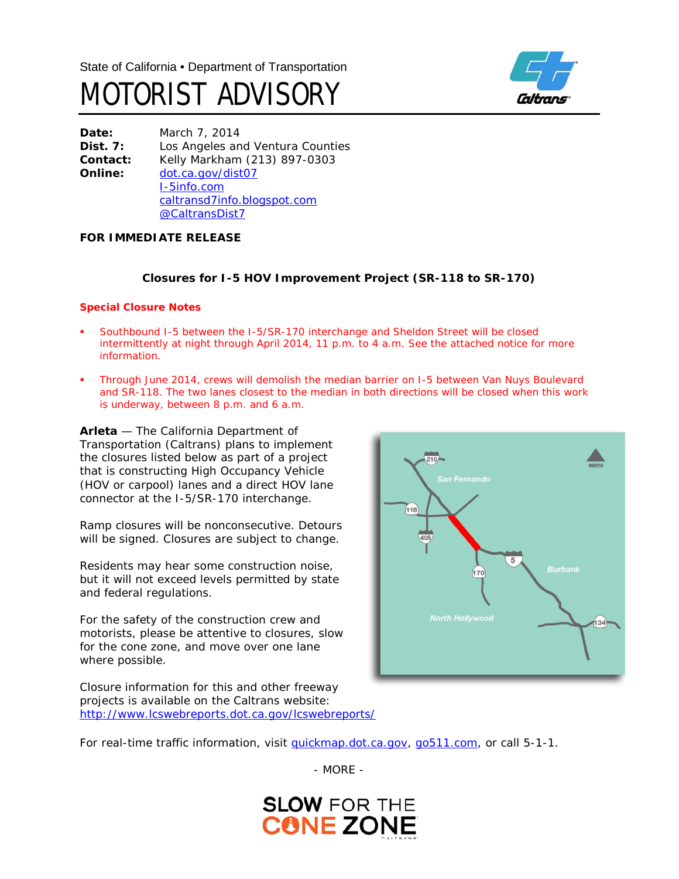State of California • Department of Transportation

# MOTORIST ADVISORY

**Date:** March 7, 2014
**Dist. 7:** Los Angeles and Ventura Counties
**Contact:** Kelly Markham (213) 897-0303
**Online:** dot.ca.gov/dist07
I-5info.com
caltransd7info.blogspot.com
@CaltransDist7

**FOR IMMEDIATE RELEASE**

### Closures for I-5 HOV Improvement Project (SR-118 to SR-170)

**Special Closure Notes**

- Southbound I-5 between the I-5/SR-170 interchange and Sheldon Street will be closed intermittently at night through April 2014, 11 p.m. to 4 a.m. See the attached notice for more information.
- Through June 2014, crews will demolish the median barrier on I-5 between Van Nuys Boulevard and SR-118. The two lanes closest to the median in both directions will be closed when this work is underway, between 8 p.m. and 6 a.m.

**Arleta** — The California Department of Transportation (Caltrans) plans to implement the closures listed below as part of a project that is constructing High Occupancy Vehicle (HOV or carpool) lanes and a direct HOV lane connector at the I-5/SR-170 interchange.

Ramp closures will be nonconsecutive. Detours will be signed. Closures are subject to change.

Residents may hear some construction noise, but it will not exceed levels permitted by state and federal regulations.

For the safety of the construction crew and motorists, please be attentive to closures, slow for the cone zone, and move over one lane where possible.

Closure information for this and other freeway projects is available on the Caltrans website: http://www.lcswebreports.dot.ca.gov/lcswebreports/

210
San Fernando
NORTH
118
405
5
170
Burbank
North Hollywood
134

For real-time traffic information, visit quickmap.dot.ca.gov, go511.com, or call 5-1-1.

- MORE -

SLOW FOR THE CONE ZONE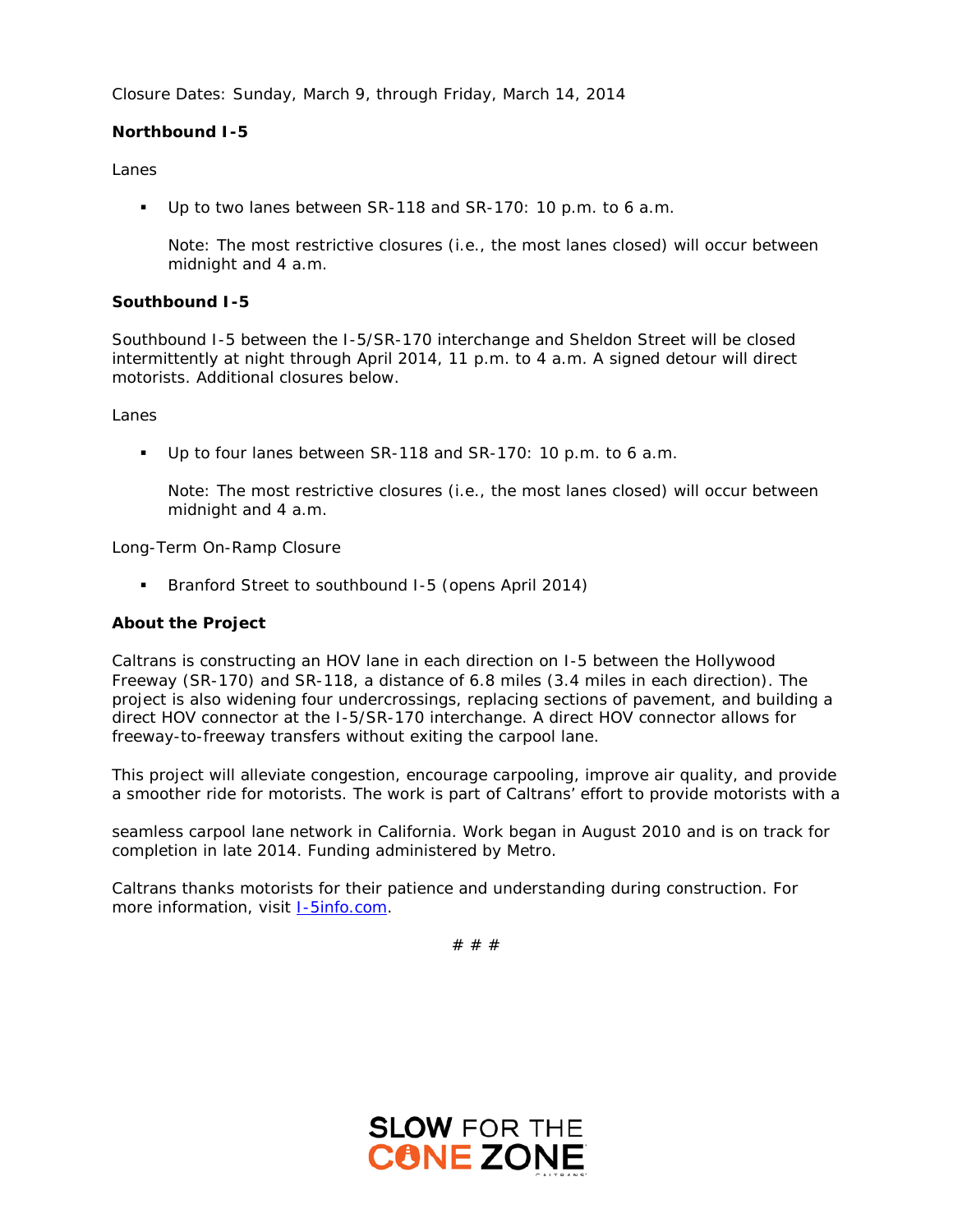Closure Dates: Sunday, March 9, through Friday, March 14, 2014

**Northbound I-5**

Lanes

- Up to two lanes between SR-118 and SR-170: 10 p.m. to 6 a.m.

  Note: The most restrictive closures (i.e., the most lanes closed) will occur between midnight and 4 a.m.

**Southbound I-5**

Southbound I-5 between the I-5/SR-170 interchange and Sheldon Street will be closed intermittently at night through April 2014, 11 p.m. to 4 a.m. A signed detour will direct motorists. Additional closures below.

Lanes

- Up to four lanes between SR-118 and SR-170: 10 p.m. to 6 a.m.

  Note: The most restrictive closures (i.e., the most lanes closed) will occur between midnight and 4 a.m.

Long-Term On-Ramp Closure

- Branford Street to southbound I-5 (opens April 2014)

**About the Project**

Caltrans is constructing an HOV lane in each direction on I-5 between the Hollywood Freeway (SR-170) and SR-118, a distance of 6.8 miles (3.4 miles in each direction). The project is also widening four undercrossings, replacing sections of pavement, and building a direct HOV connector at the I-5/SR-170 interchange. A direct HOV connector allows for freeway-to-freeway transfers without exiting the carpool lane.

This project will alleviate congestion, encourage carpooling, improve air quality, and provide a smoother ride for motorists. The work is part of Caltrans' effort to provide motorists with a seamless carpool lane network in California. Work began in August 2010 and is on track for completion in late 2014. Funding administered by Metro.

Caltrans thanks motorists for their patience and understanding during construction. For more information, visit I-5info.com.

# # #

SLOW FOR THE CONE ZONE